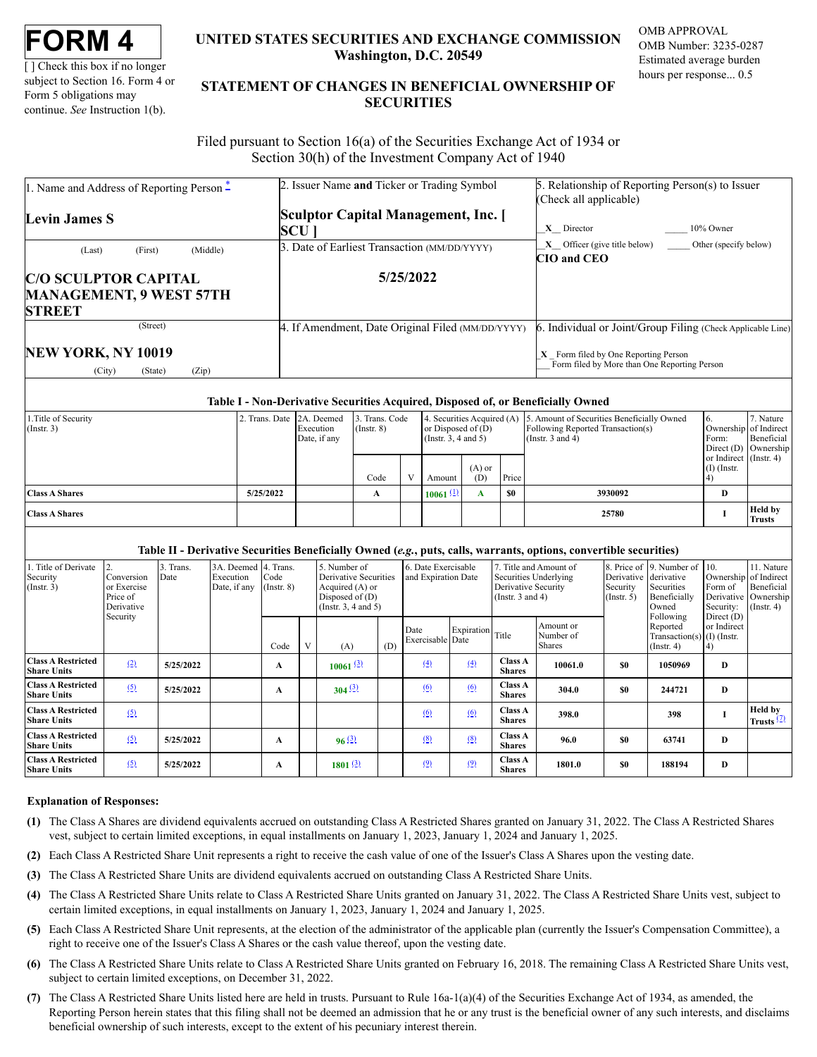# FORM 4

[ ] Check this box if no longer subject to Section 16. Form 4 or Form 5 obligations may continue. *See* Instruction 1(b).

**UNITED STATES SECURITIES AND EXCHANGE COMMISSION**
**Washington, D.C. 20549**

**STATEMENT OF CHANGES IN BENEFICIAL OWNERSHIP OF SECURITIES**

OMB APPROVAL
OMB Number: 3235-0287
Estimated average burden hours per response... 0.5

Filed pursuant to Section 16(a) of the Securities Exchange Act of 1934 or Section 30(h) of the Investment Company Act of 1940

| 1. Name and Address of Reporting Person * | 2. Issuer Name and Ticker or Trading Symbol | 5. Relationship of Reporting Person(s) to Issuer (Check all applicable) |
|---|---|---|
| **Levin James S** | **Sculptor Capital Management, Inc. [ SCU ]** | X Director ____ 10% Owner<br>X Officer (give title below) ____ Other (specify below)<br>**CIO and CEO** |
| (Last) (First) (Middle)<br>**C/O SCULPTOR CAPITAL MANAGEMENT, 9 WEST 57TH STREET** | 3. Date of Earliest Transaction (MM/DD/YYYY)<br>**5/25/2022** | |
| (Street)<br>**NEW YORK, NY 10019**<br>(City) (State) (Zip) | 4. If Amendment, Date Original Filed (MM/DD/YYYY) | 6. Individual or Joint/Group Filing (Check Applicable Line)<br>X Form filed by One Reporting Person<br>___ Form filed by More than One Reporting Person |

**Table I - Non-Derivative Securities Acquired, Disposed of, or Beneficially Owned**

| 1.Title of Security (Instr. 3) | 2. Trans. Date | 2A. Deemed Execution Date, if any | 3. Trans. Code (Instr. 8) | | 4. Securities Acquired (A) or Disposed of (D) (Instr. 3, 4 and 5) | | | 5. Amount of Securities Beneficially Owned Following Reported Transaction(s) (Instr. 3 and 4) | 6. Ownership Form: Direct (D) or Indirect (I) (Instr. 4) | 7. Nature of Indirect Beneficial Ownership (Instr. 4) |
|---|---|---|---|---|---|---|---|---|---|---|
| | | | Code | V | Amount | (A) or (D) | Price | | | |
| **Class A Shares** | **5/25/2022** | | **A** | | **10061** (1) | **A** | **$0** | **3930092** | **D** | |
| **Class A Shares** | | | | | | | | **25780** | **I** | **Held by Trusts** |

**Table II - Derivative Securities Beneficially Owned (*e.g.*, puts, calls, warrants, options, convertible securities)**

| 1. Title of Derivate Security (Instr. 3) | 2. Conversion or Exercise Price of Derivative Security | 3. Trans. Date | 3A. Deemed Execution Date, if any | 4. Trans. Code (Instr. 8) | | 5. Number of Derivative Securities Acquired (A) or Disposed of (D) (Instr. 3, 4 and 5) | | 6. Date Exercisable and Expiration Date | | 7. Title and Amount of Securities Underlying Derivative Security (Instr. 3 and 4) | | 8. Price of Derivative Security (Instr. 5) | 9. Number of derivative Securities Beneficially Owned Following Reported Transaction(s) (Instr. 4) | 10. Ownership Form of Derivative Security: Direct (D) or Indirect (I) (Instr. 4) | 11. Nature of Indirect Beneficial Ownership (Instr. 4) |
|---|---|---|---|---|---|---|---|---|---|---|---|---|---|---|---|
| | | | | Code | V | (A) | (D) | Date Exercisable | Expiration Date | Title | Amount or Number of Shares | | | | |
| **Class A Restricted Share Units** | (2) | **5/25/2022** | | **A** | | **10061** (3) | | (4) | (4) | **Class A Shares** | **10061.0** | **$0** | **1050969** | **D** | |
| **Class A Restricted Share Units** | (5) | **5/25/2022** | | **A** | | **304** (3) | | (6) | (6) | **Class A Shares** | **304.0** | **$0** | **244721** | **D** | |
| **Class A Restricted Share Units** | (5) | | | | | | | (6) | (6) | **Class A Shares** | **398.0** | | **398** | **I** | **Held by Trusts** (7) |
| **Class A Restricted Share Units** | (5) | **5/25/2022** | | **A** | | **96** (3) | | (8) | (8) | **Class A Shares** | **96.0** | **$0** | **63741** | **D** | |
| **Class A Restricted Share Units** | (5) | **5/25/2022** | | **A** | | **1801** (3) | | (9) | (9) | **Class A Shares** | **1801.0** | **$0** | **188194** | **D** | |

**Explanation of Responses:**

**(1)** The Class A Shares are dividend equivalents accrued on outstanding Class A Restricted Shares granted on January 31, 2022. The Class A Restricted Shares vest, subject to certain limited exceptions, in equal installments on January 1, 2023, January 1, 2024 and January 1, 2025.

**(2)** Each Class A Restricted Share Unit represents a right to receive the cash value of one of the Issuer's Class A Shares upon the vesting date.

**(3)** The Class A Restricted Share Units are dividend equivalents accrued on outstanding Class A Restricted Share Units.

**(4)** The Class A Restricted Share Units relate to Class A Restricted Share Units granted on January 31, 2022. The Class A Restricted Share Units vest, subject to certain limited exceptions, in equal installments on January 1, 2023, January 1, 2024 and January 1, 2025.

**(5)** Each Class A Restricted Share Unit represents, at the election of the administrator of the applicable plan (currently the Issuer's Compensation Committee), a right to receive one of the Issuer's Class A Shares or the cash value thereof, upon the vesting date.

**(6)** The Class A Restricted Share Units relate to Class A Restricted Share Units granted on February 16, 2018. The remaining Class A Restricted Share Units vest, subject to certain limited exceptions, on December 31, 2022.

**(7)** The Class A Restricted Share Units listed here are held in trusts. Pursuant to Rule 16a-1(a)(4) of the Securities Exchange Act of 1934, as amended, the Reporting Person herein states that this filing shall not be deemed an admission that he or any trust is the beneficial owner of any such interests, and disclaims beneficial ownership of such interests, except to the extent of his pecuniary interest therein.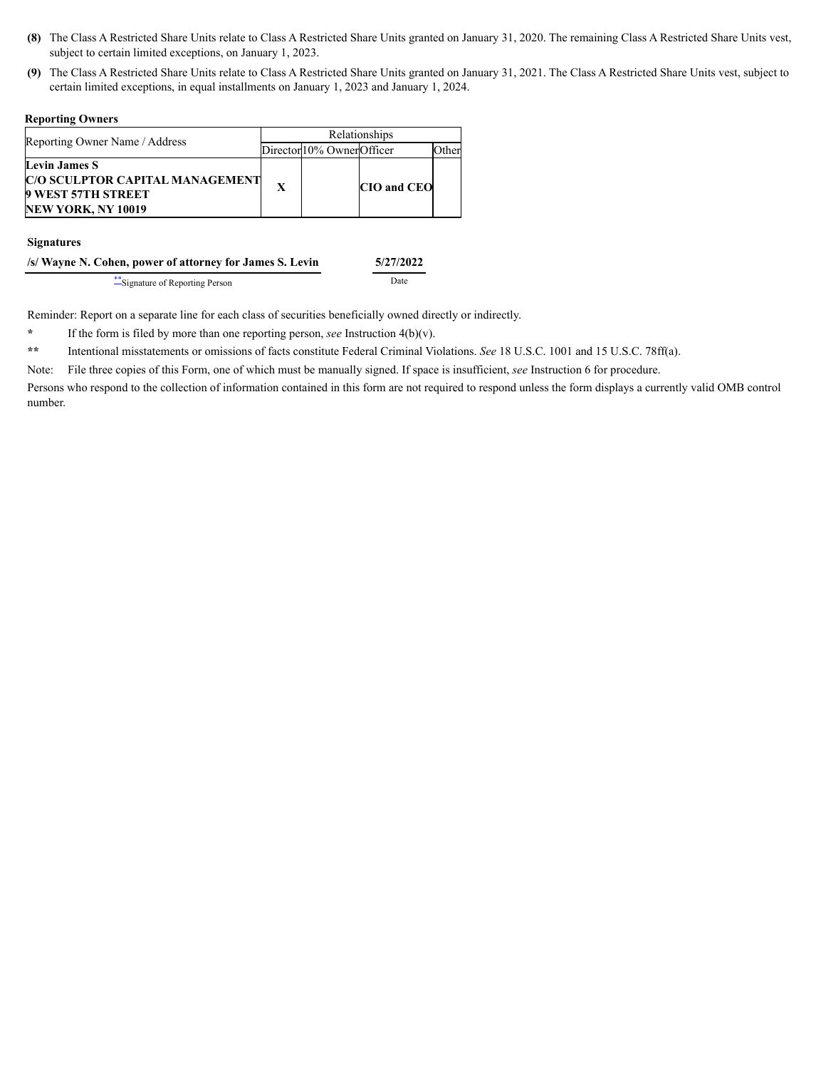**(8)** The Class A Restricted Share Units relate to Class A Restricted Share Units granted on January 31, 2020. The remaining Class A Restricted Share Units vest, subject to certain limited exceptions, on January 1, 2023.

**(9)** The Class A Restricted Share Units relate to Class A Restricted Share Units granted on January 31, 2021. The Class A Restricted Share Units vest, subject to certain limited exceptions, in equal installments on January 1, 2023 and January 1, 2024.

**Reporting Owners**

| Reporting Owner Name / Address | Relationships | | | |
|---|---|---|---|---|
| | Director | 10% Owner | Officer | Other |
| **Levin James S**<br>**C/O SCULPTOR CAPITAL MANAGEMENT**<br>**9 WEST 57TH STREET**<br>**NEW YORK, NY 10019** | **X** | | **CIO and CEO** | |

**Signatures**

| | |
|---|---|
| **/s/ Wayne N. Cohen, power of attorney for James S. Levin** | **5/27/2022** |
| **Signature of Reporting Person | Date |

Reminder: Report on a separate line for each class of securities beneficially owned directly or indirectly.

* If the form is filed by more than one reporting person, *see* Instruction 4(b)(v).

** Intentional misstatements or omissions of facts constitute Federal Criminal Violations. *See* 18 U.S.C. 1001 and 15 U.S.C. 78ff(a).

Note: File three copies of this Form, one of which must be manually signed. If space is insufficient, *see* Instruction 6 for procedure.

Persons who respond to the collection of information contained in this form are not required to respond unless the form displays a currently valid OMB control number.